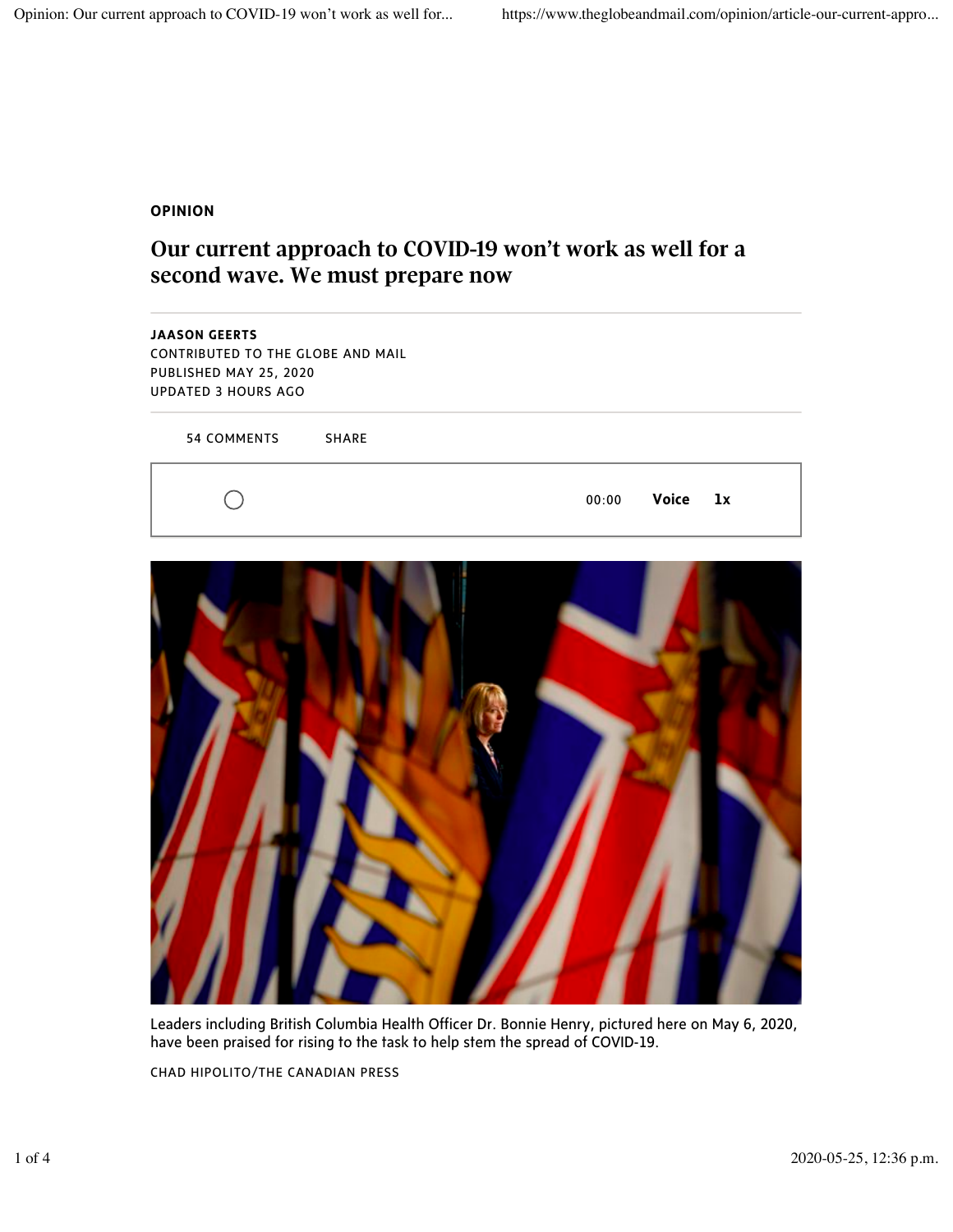OPINION

# Our current approach to COVID-19 won't work as well for a second wave. We must prepare now

**JAASON GEERTS**
CONTRIBUTED TO THE GLOBE AND MAIL
PUBLISHED MAY 25, 2020
UPDATED 3 HOURS AGO

54 COMMENTS SHARE

00:00 Voice 1x

Leaders including British Columbia Health Officer Dr. Bonnie Henry, pictured here on May 6, 2020, have been praised for rising to the task to help stem the spread of COVID-19.

CHAD HIPOLITO/THE CANADIAN PRESS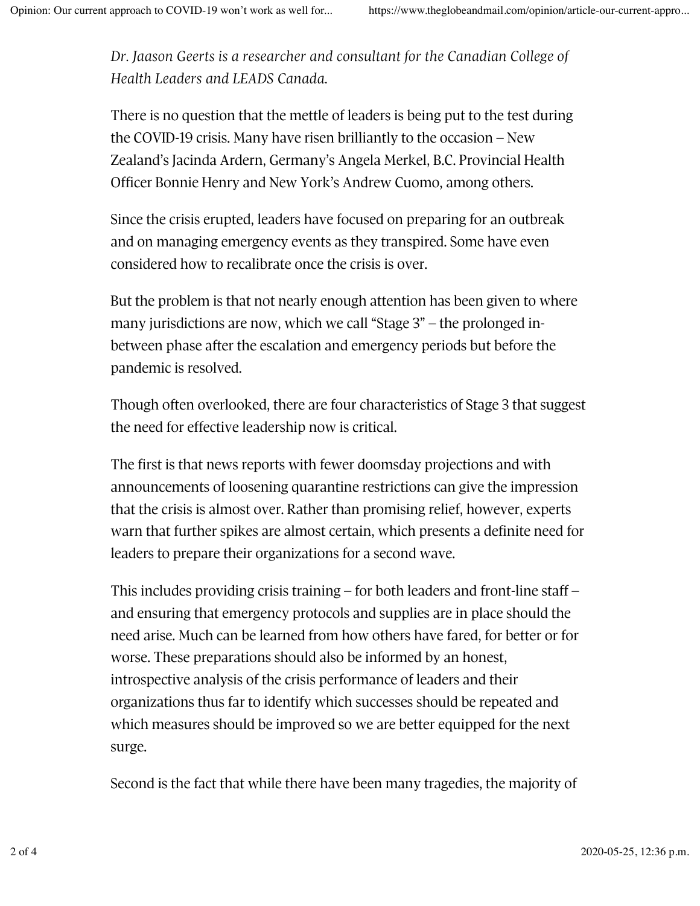*Dr. Jaason Geerts is a researcher and consultant for the Canadian College of Health Leaders and LEADS Canada.*

There is no question that the mettle of leaders is being put to the test during the COVID-19 crisis. Many have risen brilliantly to the occasion – New Zealand's Jacinda Ardern, Germany's Angela Merkel, B.C. Provincial Health Officer Bonnie Henry and New York's Andrew Cuomo, among others.

Since the crisis erupted, leaders have focused on preparing for an outbreak and on managing emergency events as they transpired. Some have even considered how to recalibrate once the crisis is over.

But the problem is that not nearly enough attention has been given to where many jurisdictions are now, which we call "Stage 3" – the prolonged in-between phase after the escalation and emergency periods but before the pandemic is resolved.

Though often overlooked, there are four characteristics of Stage 3 that suggest the need for effective leadership now is critical.

The first is that news reports with fewer doomsday projections and with announcements of loosening quarantine restrictions can give the impression that the crisis is almost over. Rather than promising relief, however, experts warn that further spikes are almost certain, which presents a definite need for leaders to prepare their organizations for a second wave.

This includes providing crisis training – for both leaders and front-line staff – and ensuring that emergency protocols and supplies are in place should the need arise. Much can be learned from how others have fared, for better or for worse. These preparations should also be informed by an honest, introspective analysis of the crisis performance of leaders and their organizations thus far to identify which successes should be repeated and which measures should be improved so we are better equipped for the next surge.

Second is the fact that while there have been many tragedies, the majority of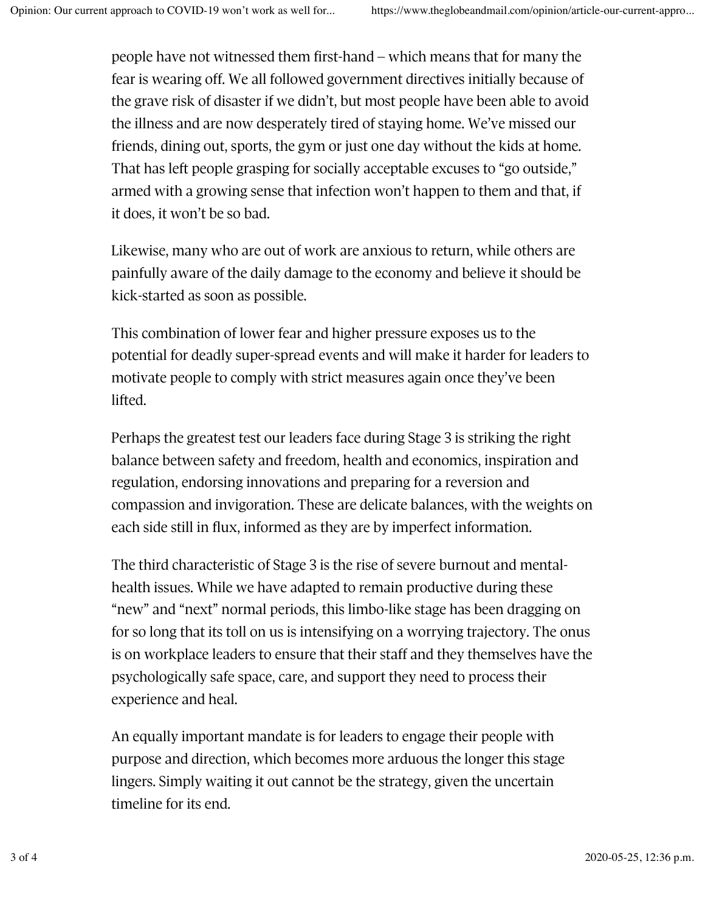people have not witnessed them first-hand – which means that for many the fear is wearing off. We all followed government directives initially because of the grave risk of disaster if we didn't, but most people have been able to avoid the illness and are now desperately tired of staying home. We've missed our friends, dining out, sports, the gym or just one day without the kids at home. That has left people grasping for socially acceptable excuses to "go outside," armed with a growing sense that infection won't happen to them and that, if it does, it won't be so bad.

Likewise, many who are out of work are anxious to return, while others are painfully aware of the daily damage to the economy and believe it should be kick-started as soon as possible.

This combination of lower fear and higher pressure exposes us to the potential for deadly super-spread events and will make it harder for leaders to motivate people to comply with strict measures again once they've been lifted.

Perhaps the greatest test our leaders face during Stage 3 is striking the right balance between safety and freedom, health and economics, inspiration and regulation, endorsing innovations and preparing for a reversion and compassion and invigoration. These are delicate balances, with the weights on each side still in flux, informed as they are by imperfect information.

The third characteristic of Stage 3 is the rise of severe burnout and mental-health issues. While we have adapted to remain productive during these "new" and "next" normal periods, this limbo-like stage has been dragging on for so long that its toll on us is intensifying on a worrying trajectory. The onus is on workplace leaders to ensure that their staff and they themselves have the psychologically safe space, care, and support they need to process their experience and heal.

An equally important mandate is for leaders to engage their people with purpose and direction, which becomes more arduous the longer this stage lingers. Simply waiting it out cannot be the strategy, given the uncertain timeline for its end.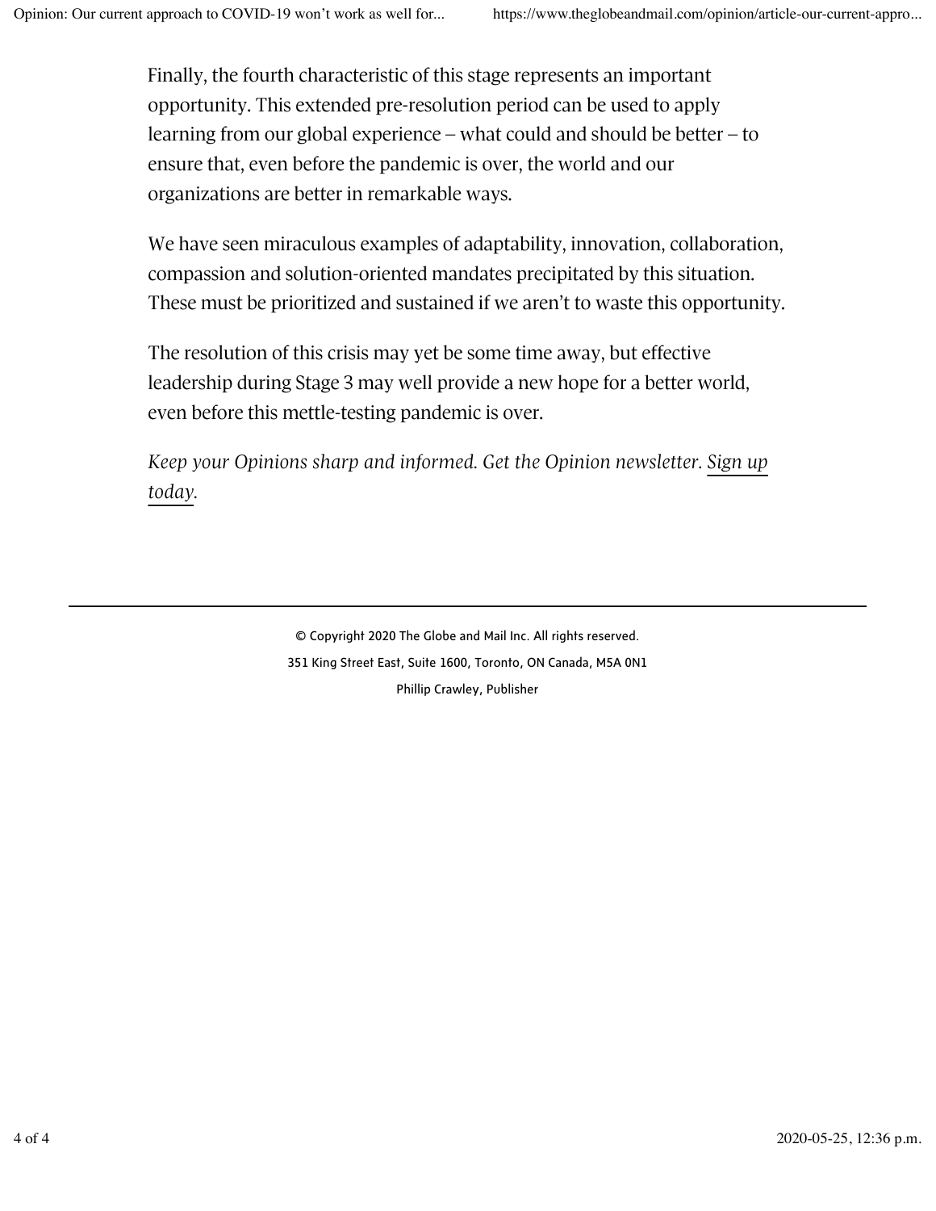Finally, the fourth characteristic of this stage represents an important opportunity. This extended pre-resolution period can be used to apply learning from our global experience – what could and should be better – to ensure that, even before the pandemic is over, the world and our organizations are better in remarkable ways.

We have seen miraculous examples of adaptability, innovation, collaboration, compassion and solution-oriented mandates precipitated by this situation. These must be prioritized and sustained if we aren't to waste this opportunity.

The resolution of this crisis may yet be some time away, but effective leadership during Stage 3 may well provide a new hope for a better world, even before this mettle-testing pandemic is over.

*Keep your Opinions sharp and informed. Get the Opinion newsletter. Sign up today.*

---

© Copyright 2020 The Globe and Mail Inc. All rights reserved.

351 King Street East, Suite 1600, Toronto, ON Canada, M5A 0N1

Phillip Crawley, Publisher